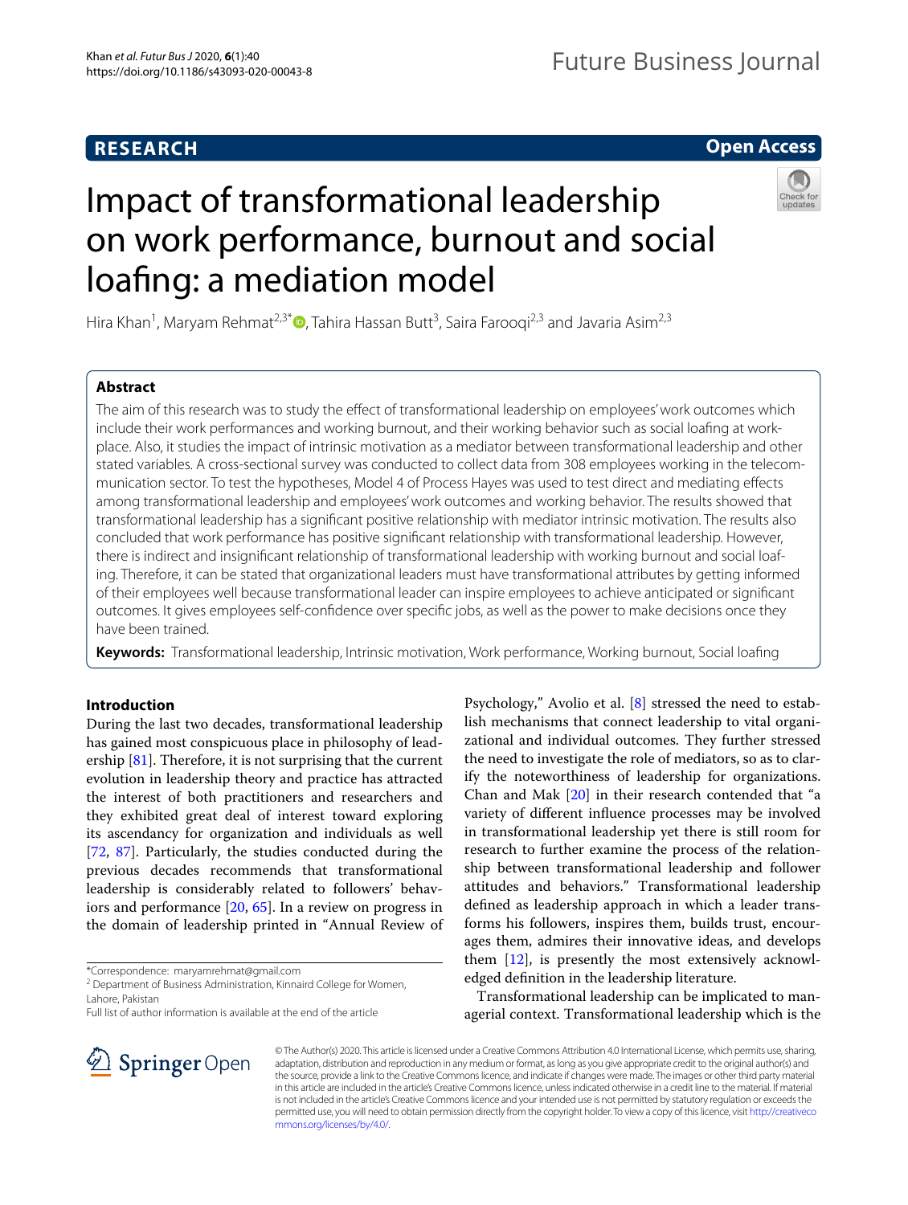RESEARCH

Open Access

# Impact of transformational leadership on work performance, burnout and social loafing: a mediation model

Hira Khan[1], Maryam Rehmat[2,3*], Tahira Hassan Butt[3], Saira Farooqi[2,3] and Javaria Asim[2,3]

## Abstract

The aim of this research was to study the effect of transformational leadership on employees' work outcomes which include their work performances and working burnout, and their working behavior such as social loafing at workplace. Also, it studies the impact of intrinsic motivation as a mediator between transformational leadership and other stated variables. A cross-sectional survey was conducted to collect data from 308 employees working in the telecommunication sector. To test the hypotheses, Model 4 of Process Hayes was used to test direct and mediating effects among transformational leadership and employees' work outcomes and working behavior. The results showed that transformational leadership has a significant positive relationship with mediator intrinsic motivation. The results also concluded that work performance has positive significant relationship with transformational leadership. However, there is indirect and insignificant relationship of transformational leadership with working burnout and social loafing. Therefore, it can be stated that organizational leaders must have transformational attributes by getting informed of their employees well because transformational leader can inspire employees to achieve anticipated or significant outcomes. It gives employees self-confidence over specific jobs, as well as the power to make decisions once they have been trained.

**Keywords:** Transformational leadership, Intrinsic motivation, Work performance, Working burnout, Social loafing

## Introduction

During the last two decades, transformational leadership has gained most conspicuous place in philosophy of leadership [81]. Therefore, it is not surprising that the current evolution in leadership theory and practice has attracted the interest of both practitioners and researchers and they exhibited great deal of interest toward exploring its ascendancy for organization and individuals as well [72, 87]. Particularly, the studies conducted during the previous decades recommends that transformational leadership is considerably related to followers' behaviors and performance [20, 65]. In a review on progress in the domain of leadership printed in "Annual Review of Psychology," Avolio et al. [8] stressed the need to establish mechanisms that connect leadership to vital organizational and individual outcomes. They further stressed the need to investigate the role of mediators, so as to clarify the noteworthiness of leadership for organizations. Chan and Mak [20] in their research contended that "a variety of different influence processes may be involved in transformational leadership yet there is still room for research to further examine the process of the relationship between transformational leadership and follower attitudes and behaviors." Transformational leadership defined as leadership approach in which a leader transforms his followers, inspires them, builds trust, encourages them, admires their innovative ideas, and develops them [12], is presently the most extensively acknowledged definition in the leadership literature.

Transformational leadership can be implicated to managerial context. Transformational leadership which is the

*Correspondence: maryamrehmat@gmail.com
[2] Department of Business Administration, Kinnaird College for Women, Lahore, Pakistan
Full list of author information is available at the end of the article

© The Author(s) 2020. This article is licensed under a Creative Commons Attribution 4.0 International License, which permits use, sharing, adaptation, distribution and reproduction in any medium or format, as long as you give appropriate credit to the original author(s) and the source, provide a link to the Creative Commons licence, and indicate if changes were made. The images or other third party material in this article are included in the article's Creative Commons licence, unless indicated otherwise in a credit line to the material. If material is not included in the article's Creative Commons licence and your intended use is not permitted by statutory regulation or exceeds the permitted use, you will need to obtain permission directly from the copyright holder. To view a copy of this licence, visit http://creativecommons.org/licenses/by/4.0/.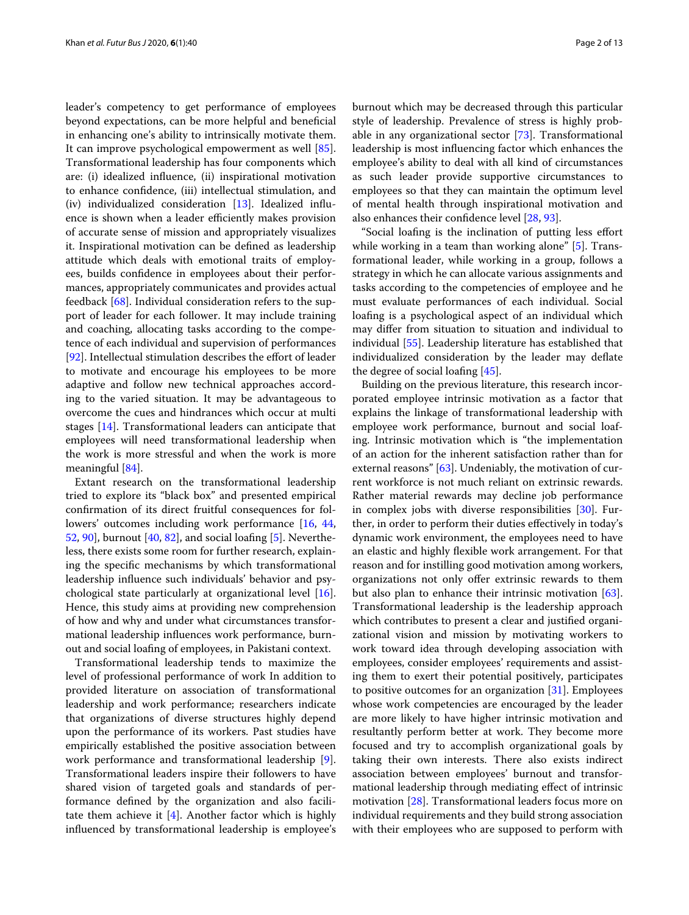leader's competency to get performance of employees beyond expectations, can be more helpful and beneficial in enhancing one's ability to intrinsically motivate them. It can improve psychological empowerment as well [85]. Transformational leadership has four components which are: (i) idealized influence, (ii) inspirational motivation to enhance confidence, (iii) intellectual stimulation, and (iv) individualized consideration [13]. Idealized influence is shown when a leader efficiently makes provision of accurate sense of mission and appropriately visualizes it. Inspirational motivation can be defined as leadership attitude which deals with emotional traits of employees, builds confidence in employees about their performances, appropriately communicates and provides actual feedback [68]. Individual consideration refers to the support of leader for each follower. It may include training and coaching, allocating tasks according to the competence of each individual and supervision of performances [92]. Intellectual stimulation describes the effort of leader to motivate and encourage his employees to be more adaptive and follow new technical approaches according to the varied situation. It may be advantageous to overcome the cues and hindrances which occur at multi stages [14]. Transformational leaders can anticipate that employees will need transformational leadership when the work is more stressful and when the work is more meaningful [84].

Extant research on the transformational leadership tried to explore its "black box" and presented empirical confirmation of its direct fruitful consequences for followers' outcomes including work performance [16, 44, 52, 90], burnout [40, 82], and social loafing [5]. Nevertheless, there exists some room for further research, explaining the specific mechanisms by which transformational leadership influence such individuals' behavior and psychological state particularly at organizational level [16]. Hence, this study aims at providing new comprehension of how and why and under what circumstances transformational leadership influences work performance, burnout and social loafing of employees, in Pakistani context.

Transformational leadership tends to maximize the level of professional performance of work In addition to provided literature on association of transformational leadership and work performance; researchers indicate that organizations of diverse structures highly depend upon the performance of its workers. Past studies have empirically established the positive association between work performance and transformational leadership [9]. Transformational leaders inspire their followers to have shared vision of targeted goals and standards of performance defined by the organization and also facilitate them achieve it [4]. Another factor which is highly influenced by transformational leadership is employee's burnout which may be decreased through this particular style of leadership. Prevalence of stress is highly probable in any organizational sector [73]. Transformational leadership is most influencing factor which enhances the employee's ability to deal with all kind of circumstances as such leader provide supportive circumstances to employees so that they can maintain the optimum level of mental health through inspirational motivation and also enhances their confidence level [28, 93].

"Social loafing is the inclination of putting less effort while working in a team than working alone" [5]. Transformational leader, while working in a group, follows a strategy in which he can allocate various assignments and tasks according to the competencies of employee and he must evaluate performances of each individual. Social loafing is a psychological aspect of an individual which may differ from situation to situation and individual to individual [55]. Leadership literature has established that individualized consideration by the leader may deflate the degree of social loafing [45].

Building on the previous literature, this research incorporated employee intrinsic motivation as a factor that explains the linkage of transformational leadership with employee work performance, burnout and social loafing. Intrinsic motivation which is "the implementation of an action for the inherent satisfaction rather than for external reasons" [63]. Undeniably, the motivation of current workforce is not much reliant on extrinsic rewards. Rather material rewards may decline job performance in complex jobs with diverse responsibilities [30]. Further, in order to perform their duties effectively in today's dynamic work environment, the employees need to have an elastic and highly flexible work arrangement. For that reason and for instilling good motivation among workers, organizations not only offer extrinsic rewards to them but also plan to enhance their intrinsic motivation [63]. Transformational leadership is the leadership approach which contributes to present a clear and justified organizational vision and mission by motivating workers to work toward idea through developing association with employees, consider employees' requirements and assisting them to exert their potential positively, participates to positive outcomes for an organization [31]. Employees whose work competencies are encouraged by the leader are more likely to have higher intrinsic motivation and resultantly perform better at work. They become more focused and try to accomplish organizational goals by taking their own interests. There also exists indirect association between employees' burnout and transformational leadership through mediating effect of intrinsic motivation [28]. Transformational leaders focus more on individual requirements and they build strong association with their employees who are supposed to perform with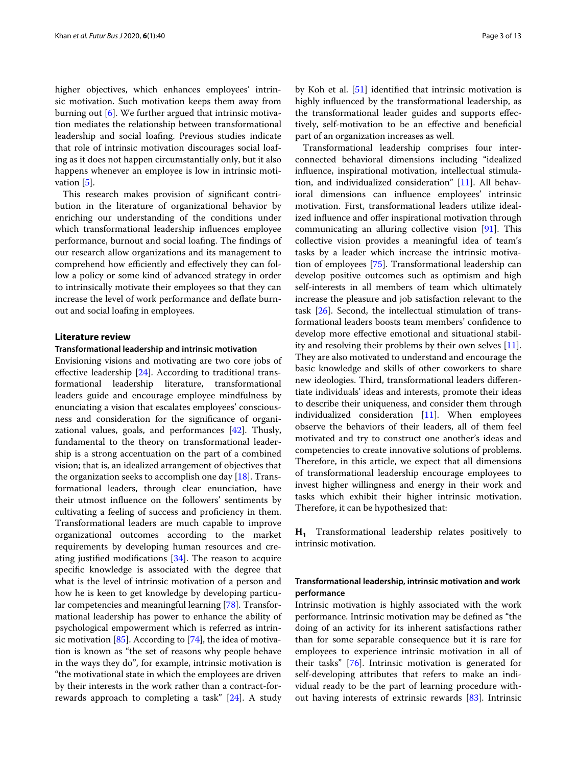higher objectives, which enhances employees' intrinsic motivation. Such motivation keeps them away from burning out [6]. We further argued that intrinsic motivation mediates the relationship between transformational leadership and social loafing. Previous studies indicate that role of intrinsic motivation discourages social loafing as it does not happen circumstantially only, but it also happens whenever an employee is low in intrinsic motivation [5].

This research makes provision of significant contribution in the literature of organizational behavior by enriching our understanding of the conditions under which transformational leadership influences employee performance, burnout and social loafing. The findings of our research allow organizations and its management to comprehend how efficiently and effectively they can follow a policy or some kind of advanced strategy in order to intrinsically motivate their employees so that they can increase the level of work performance and deflate burnout and social loafing in employees.

## Literature review

### Transformational leadership and intrinsic motivation

Envisioning visions and motivating are two core jobs of effective leadership [24]. According to traditional transformational leadership literature, transformational leaders guide and encourage employee mindfulness by enunciating a vision that escalates employees' consciousness and consideration for the significance of organizational values, goals, and performances [42]. Thusly, fundamental to the theory on transformational leadership is a strong accentuation on the part of a combined vision; that is, an idealized arrangement of objectives that the organization seeks to accomplish one day [18]. Transformational leaders, through clear enunciation, have their utmost influence on the followers' sentiments by cultivating a feeling of success and proficiency in them. Transformational leaders are much capable to improve organizational outcomes according to the market requirements by developing human resources and creating justified modifications [34]. The reason to acquire specific knowledge is associated with the degree that what is the level of intrinsic motivation of a person and how he is keen to get knowledge by developing particular competencies and meaningful learning [78]. Transformational leadership has power to enhance the ability of psychological empowerment which is referred as intrinsic motivation [85]. According to [74], the idea of motivation is known as "the set of reasons why people behave in the ways they do", for example, intrinsic motivation is "the motivational state in which the employees are driven by their interests in the work rather than a contract-for-rewards approach to completing a task" [24]. A study by Koh et al. [51] identified that intrinsic motivation is highly influenced by the transformational leadership, as the transformational leader guides and supports effectively, self-motivation to be an effective and beneficial part of an organization increases as well.

Transformational leadership comprises four interconnected behavioral dimensions including "idealized influence, inspirational motivation, intellectual stimulation, and individualized consideration" [11]. All behavioral dimensions can influence employees' intrinsic motivation. First, transformational leaders utilize idealized influence and offer inspirational motivation through communicating an alluring collective vision [91]. This collective vision provides a meaningful idea of team's tasks by a leader which increase the intrinsic motivation of employees [75]. Transformational leadership can develop positive outcomes such as optimism and high self-interests in all members of team which ultimately increase the pleasure and job satisfaction relevant to the task [26]. Second, the intellectual stimulation of transformational leaders boosts team members' confidence to develop more effective emotional and situational stability and resolving their problems by their own selves [11]. They are also motivated to understand and encourage the basic knowledge and skills of other coworkers to share new ideologies. Third, transformational leaders differentiate individuals' ideas and interests, promote their ideas to describe their uniqueness, and consider them through individualized consideration [11]. When employees observe the behaviors of their leaders, all of them feel motivated and try to construct one another's ideas and competencies to create innovative solutions of problems. Therefore, in this article, we expect that all dimensions of transformational leadership encourage employees to invest higher willingness and energy in their work and tasks which exhibit their higher intrinsic motivation. Therefore, it can be hypothesized that:

**$H_1$** Transformational leadership relates positively to intrinsic motivation.

### Transformational leadership, intrinsic motivation and work performance

Intrinsic motivation is highly associated with the work performance. Intrinsic motivation may be defined as "the doing of an activity for its inherent satisfactions rather than for some separable consequence but it is rare for employees to experience intrinsic motivation in all of their tasks" [76]. Intrinsic motivation is generated for self-developing attributes that refers to make an individual ready to be the part of learning procedure without having interests of extrinsic rewards [83]. Intrinsic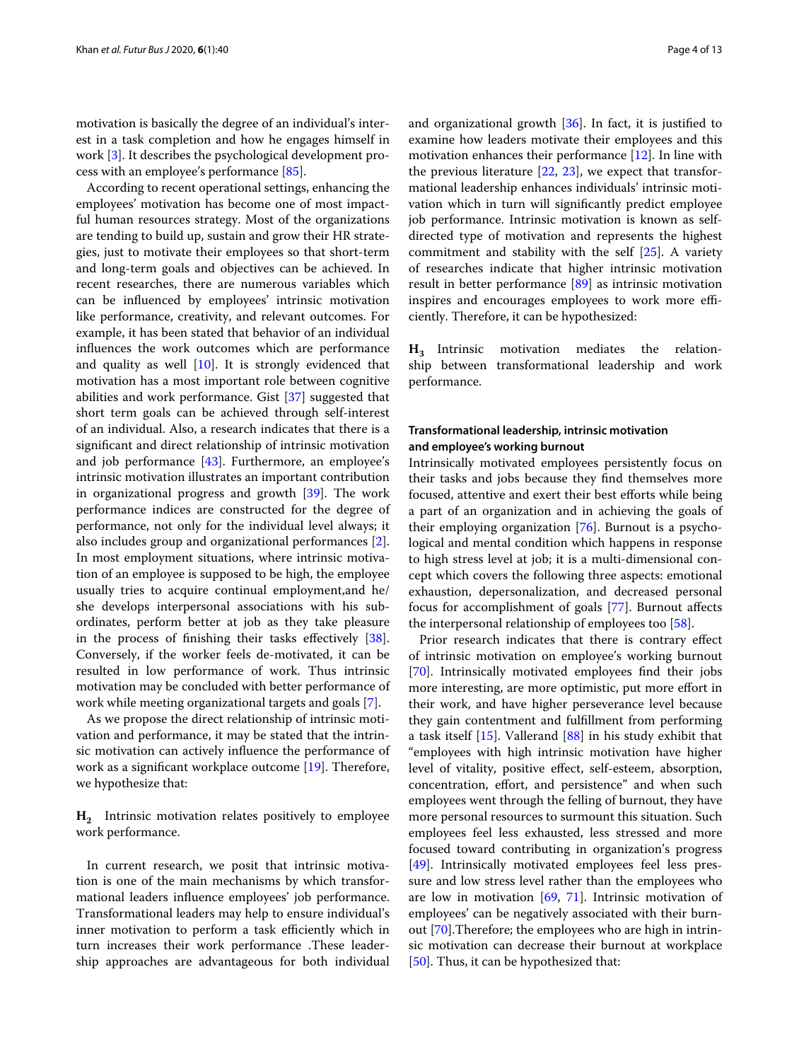motivation is basically the degree of an individual's interest in a task completion and how he engages himself in work [3]. It describes the psychological development process with an employee's performance [85].

According to recent operational settings, enhancing the employees' motivation has become one of most impactful human resources strategy. Most of the organizations are tending to build up, sustain and grow their HR strategies, just to motivate their employees so that short-term and long-term goals and objectives can be achieved. In recent researches, there are numerous variables which can be influenced by employees' intrinsic motivation like performance, creativity, and relevant outcomes. For example, it has been stated that behavior of an individual influences the work outcomes which are performance and quality as well [10]. It is strongly evidenced that motivation has a most important role between cognitive abilities and work performance. Gist [37] suggested that short term goals can be achieved through self-interest of an individual. Also, a research indicates that there is a significant and direct relationship of intrinsic motivation and job performance [43]. Furthermore, an employee's intrinsic motivation illustrates an important contribution in organizational progress and growth [39]. The work performance indices are constructed for the degree of performance, not only for the individual level always; it also includes group and organizational performances [2]. In most employment situations, where intrinsic motivation of an employee is supposed to be high, the employee usually tries to acquire continual employment,and he/she develops interpersonal associations with his subordinates, perform better at job as they take pleasure in the process of finishing their tasks effectively [38]. Conversely, if the worker feels de-motivated, it can be resulted in low performance of work. Thus intrinsic motivation may be concluded with better performance of work while meeting organizational targets and goals [7].

As we propose the direct relationship of intrinsic motivation and performance, it may be stated that the intrinsic motivation can actively influence the performance of work as a significant workplace outcome [19]. Therefore, we hypothesize that:

**$H_2$** Intrinsic motivation relates positively to employee work performance.

In current research, we posit that intrinsic motivation is one of the main mechanisms by which transformational leaders influence employees' job performance. Transformational leaders may help to ensure individual's inner motivation to perform a task efficiently which in turn increases their work performance .These leadership approaches are advantageous for both individual and organizational growth [36]. In fact, it is justified to examine how leaders motivate their employees and this motivation enhances their performance [12]. In line with the previous literature [22, 23], we expect that transformational leadership enhances individuals' intrinsic motivation which in turn will significantly predict employee job performance. Intrinsic motivation is known as self-directed type of motivation and represents the highest commitment and stability with the self [25]. A variety of researches indicate that higher intrinsic motivation result in better performance [89] as intrinsic motivation inspires and encourages employees to work more efficiently. Therefore, it can be hypothesized:

**$H_3$** Intrinsic motivation mediates the relationship between transformational leadership and work performance.

### Transformational leadership, intrinsic motivation and employee's working burnout

Intrinsically motivated employees persistently focus on their tasks and jobs because they find themselves more focused, attentive and exert their best efforts while being a part of an organization and in achieving the goals of their employing organization [76]. Burnout is a psychological and mental condition which happens in response to high stress level at job; it is a multi-dimensional concept which covers the following three aspects: emotional exhaustion, depersonalization, and decreased personal focus for accomplishment of goals [77]. Burnout affects the interpersonal relationship of employees too [58].

Prior research indicates that there is contrary effect of intrinsic motivation on employee's working burnout [70]. Intrinsically motivated employees find their jobs more interesting, are more optimistic, put more effort in their work, and have higher perseverance level because they gain contentment and fulfillment from performing a task itself [15]. Vallerand [88] in his study exhibit that "employees with high intrinsic motivation have higher level of vitality, positive effect, self-esteem, absorption, concentration, effort, and persistence" and when such employees went through the felling of burnout, they have more personal resources to surmount this situation. Such employees feel less exhausted, less stressed and more focused toward contributing in organization's progress [49]. Intrinsically motivated employees feel less pressure and low stress level rather than the employees who are low in motivation [69, 71]. Intrinsic motivation of employees' can be negatively associated with their burnout [70].Therefore; the employees who are high in intrinsic motivation can decrease their burnout at workplace [50]. Thus, it can be hypothesized that: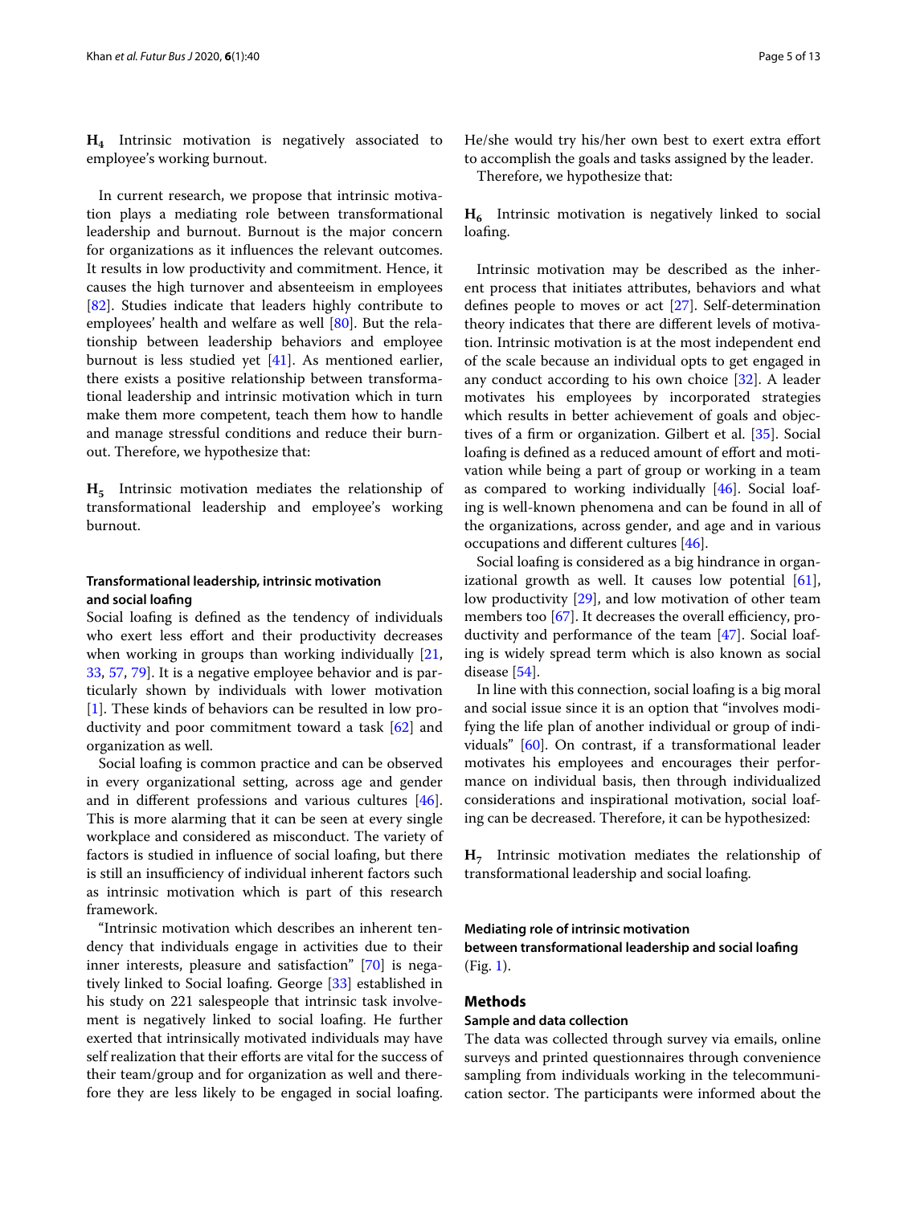**$H_4$** Intrinsic motivation is negatively associated to employee's working burnout.

In current research, we propose that intrinsic motivation plays a mediating role between transformational leadership and burnout. Burnout is the major concern for organizations as it influences the relevant outcomes. It results in low productivity and commitment. Hence, it causes the high turnover and absenteeism in employees [82]. Studies indicate that leaders highly contribute to employees' health and welfare as well [80]. But the relationship between leadership behaviors and employee burnout is less studied yet [41]. As mentioned earlier, there exists a positive relationship between transformational leadership and intrinsic motivation which in turn make them more competent, teach them how to handle and manage stressful conditions and reduce their burnout. Therefore, we hypothesize that:

**$H_5$** Intrinsic motivation mediates the relationship of transformational leadership and employee's working burnout.

#### Transformational leadership, intrinsic motivation and social loafing

Social loafing is defined as the tendency of individuals who exert less effort and their productivity decreases when working in groups than working individually [21, 33, 57, 79]. It is a negative employee behavior and is particularly shown by individuals with lower motivation [1]. These kinds of behaviors can be resulted in low productivity and poor commitment toward a task [62] and organization as well.

Social loafing is common practice and can be observed in every organizational setting, across age and gender and in different professions and various cultures [46]. This is more alarming that it can be seen at every single workplace and considered as misconduct. The variety of factors is studied in influence of social loafing, but there is still an insufficiency of individual inherent factors such as intrinsic motivation which is part of this research framework.

"Intrinsic motivation which describes an inherent tendency that individuals engage in activities due to their inner interests, pleasure and satisfaction" [70] is negatively linked to Social loafing. George [33] established in his study on 221 salespeople that intrinsic task involvement is negatively linked to social loafing. He further exerted that intrinsically motivated individuals may have self realization that their efforts are vital for the success of their team/group and for organization as well and therefore they are less likely to be engaged in social loafing. He/she would try his/her own best to exert extra effort to accomplish the goals and tasks assigned by the leader.

Therefore, we hypothesize that:

**$H_6$** Intrinsic motivation is negatively linked to social loafing.

Intrinsic motivation may be described as the inherent process that initiates attributes, behaviors and what defines people to moves or act [27]. Self-determination theory indicates that there are different levels of motivation. Intrinsic motivation is at the most independent end of the scale because an individual opts to get engaged in any conduct according to his own choice [32]. A leader motivates his employees by incorporated strategies which results in better achievement of goals and objectives of a firm or organization. Gilbert et al. [35]. Social loafing is defined as a reduced amount of effort and motivation while being a part of group or working in a team as compared to working individually [46]. Social loafing is well-known phenomena and can be found in all of the organizations, across gender, and age and in various occupations and different cultures [46].

Social loafing is considered as a big hindrance in organizational growth as well. It causes low potential [61], low productivity [29], and low motivation of other team members too [67]. It decreases the overall efficiency, productivity and performance of the team [47]. Social loafing is widely spread term which is also known as social disease [54].

In line with this connection, social loafing is a big moral and social issue since it is an option that "involves modifying the life plan of another individual or group of individuals" [60]. On contrast, if a transformational leader motivates his employees and encourages their performance on individual basis, then through individualized considerations and inspirational motivation, social loafing can be decreased. Therefore, it can be hypothesized:

**$H_7$** Intrinsic motivation mediates the relationship of transformational leadership and social loafing.

#### Mediating role of intrinsic motivation between transformational leadership and social loafing

(Fig. 1).

## Methods

### Sample and data collection

The data was collected through survey via emails, online surveys and printed questionnaires through convenience sampling from individuals working in the telecommunication sector. The participants were informed about the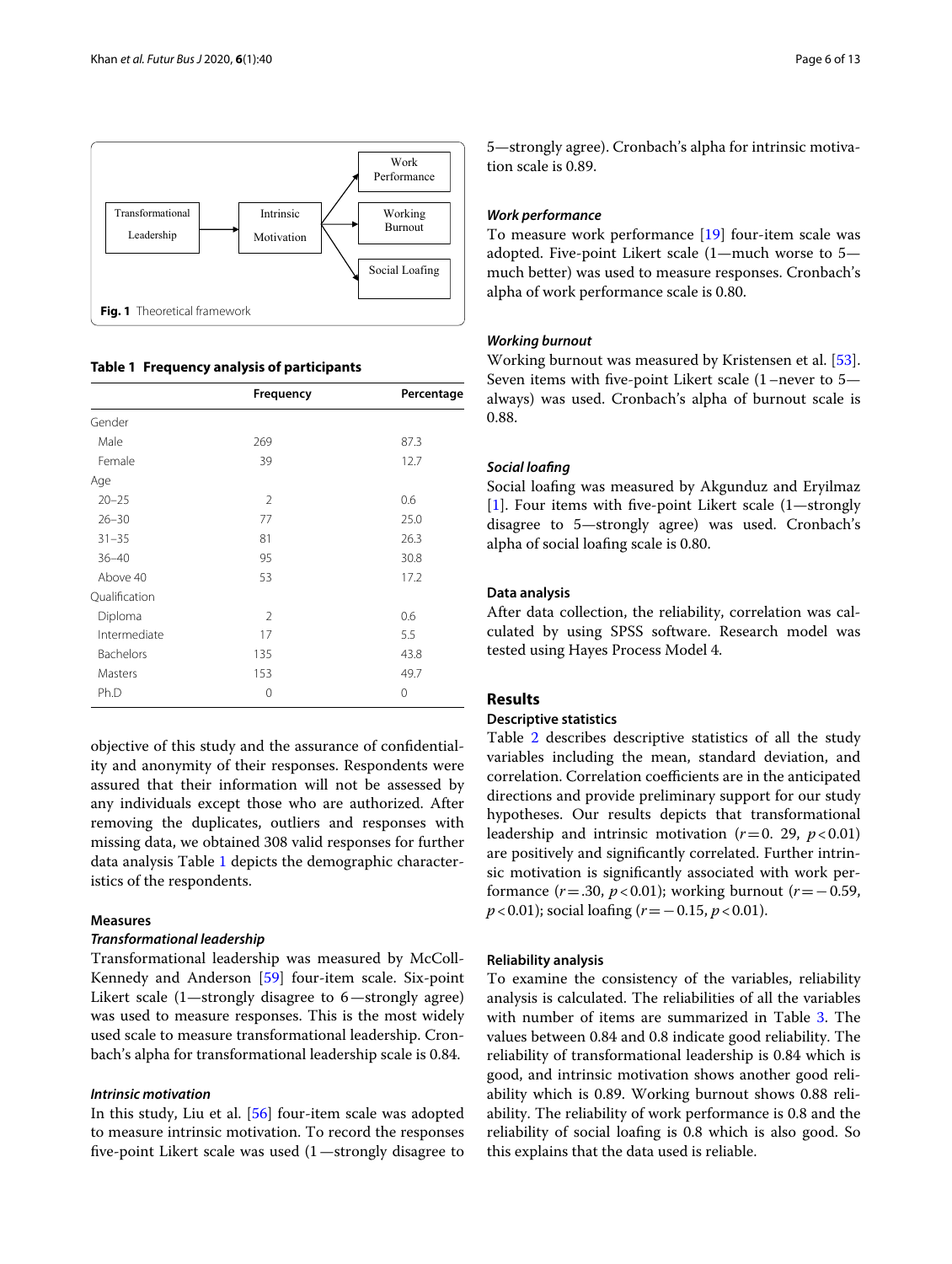Fig. 1 Theoretical framework

**Table 1 Frequency analysis of participants**

| | Frequency | Percentage |
|---|---|---|
| Gender | | |
| Male | 269 | 87.3 |
| Female | 39 | 12.7 |
| Age | | |
| 20–25 | 2 | 0.6 |
| 26–30 | 77 | 25.0 |
| 31–35 | 81 | 26.3 |
| 36–40 | 95 | 30.8 |
| Above 40 | 53 | 17.2 |
| Qualification | | |
| Diploma | 2 | 0.6 |
| Intermediate | 17 | 5.5 |
| Bachelors | 135 | 43.8 |
| Masters | 153 | 49.7 |
| Ph.D | 0 | 0 |

objective of this study and the assurance of confidentiality and anonymity of their responses. Respondents were assured that their information will not be assessed by any individuals except those who are authorized. After removing the duplicates, outliers and responses with missing data, we obtained 308 valid responses for further data analysis Table 1 depicts the demographic characteristics of the respondents.

### Measures

#### *Transformational leadership*

Transformational leadership was measured by McColl-Kennedy and Anderson [59] four-item scale. Six-point Likert scale (1—strongly disagree to 6—strongly agree) was used to measure responses. This is the most widely used scale to measure transformational leadership. Cronbach's alpha for transformational leadership scale is 0.84.

#### *Intrinsic motivation*

In this study, Liu et al. [56] four-item scale was adopted to measure intrinsic motivation. To record the responses five-point Likert scale was used (1—strongly disagree to 5—strongly agree). Cronbach's alpha for intrinsic motivation scale is 0.89.

#### *Work performance*

To measure work performance [19] four-item scale was adopted. Five-point Likert scale (1—much worse to 5—much better) was used to measure responses. Cronbach's alpha of work performance scale is 0.80.

#### *Working burnout*

Working burnout was measured by Kristensen et al. [53]. Seven items with five-point Likert scale (1–never to 5—always) was used. Cronbach's alpha of burnout scale is 0.88.

#### *Social loafing*

Social loafing was measured by Akgunduz and Eryilmaz [1]. Four items with five-point Likert scale (1—strongly disagree to 5—strongly agree) was used. Cronbach's alpha of social loafing scale is 0.80.

### Data analysis

After data collection, the reliability, correlation was calculated by using SPSS software. Research model was tested using Hayes Process Model 4.

## Results

### Descriptive statistics

Table 2 describes descriptive statistics of all the study variables including the mean, standard deviation, and correlation. Correlation coefficients are in the anticipated directions and provide preliminary support for our study hypotheses. Our results depicts that transformational leadership and intrinsic motivation ($r = 0.29$, $p < 0.01$) are positively and significantly correlated. Further intrinsic motivation is significantly associated with work performance ($r = .30$, $p < 0.01$); working burnout ($r = -0.59$, $p < 0.01$); social loafing ($r = -0.15$, $p < 0.01$).

### Reliability analysis

To examine the consistency of the variables, reliability analysis is calculated. The reliabilities of all the variables with number of items are summarized in Table 3. The values between 0.84 and 0.8 indicate good reliability. The reliability of transformational leadership is 0.84 which is good, and intrinsic motivation shows another good reliability which is 0.89. Working burnout shows 0.88 reliability. The reliability of work performance is 0.8 and the reliability of social loafing is 0.8 which is also good. So this explains that the data used is reliable.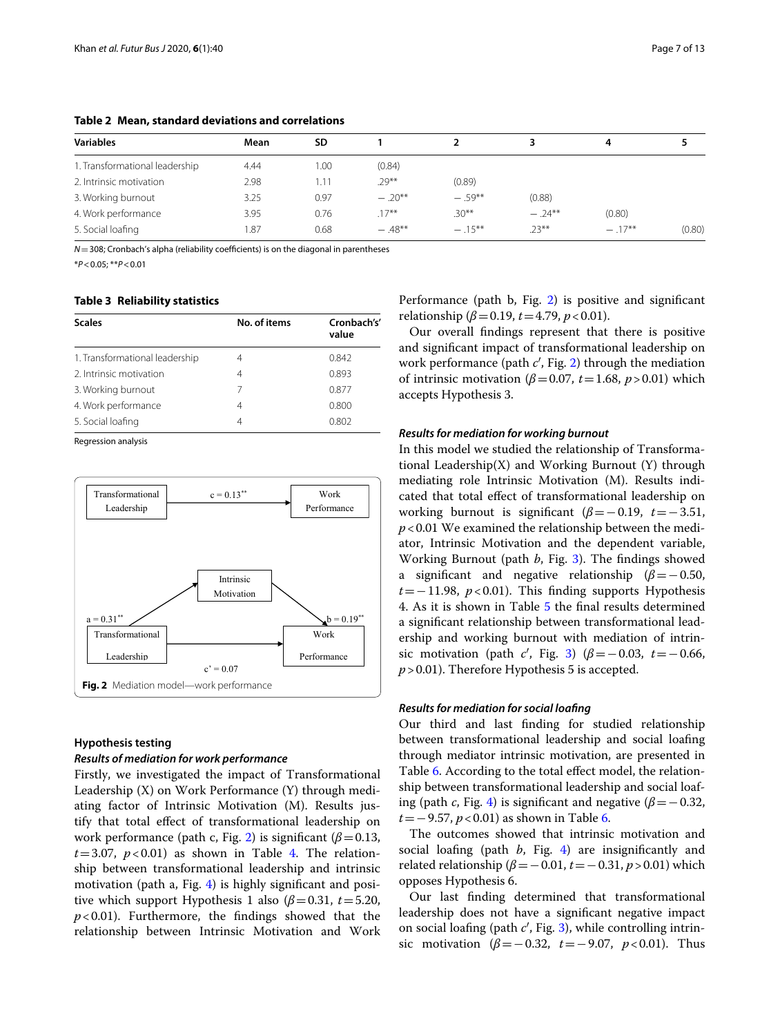**Table 2 Mean, standard deviations and correlations**

| Variables | Mean | SD | 1 | 2 | 3 | 4 | 5 |
|---|---|---|---|---|---|---|---|
| 1. Transformational leadership | 4.44 | 1.00 | (0.84) | | | | |
| 2. Intrinsic motivation | 2.98 | 1.11 | .29** | (0.89) | | | |
| 3. Working burnout | 3.25 | 0.97 | − .20** | − .59** | (0.88) | | |
| 4. Work performance | 3.95 | 0.76 | .17** | .30** | − .24** | (0.80) | |
| 5. Social loafing | 1.87 | 0.68 | − .48** | − .15** | .23** | − .17** | (0.80) |

$N = 308$; Cronbach's alpha (reliability coefficients) is on the diagonal in parentheses

*$P < 0.05$; **$P < 0.01$

**Table 3 Reliability statistics**

| Scales | No. of items | Cronbach's' value |
|---|---|---|
| 1. Transformational leadership | 4 | 0.842 |
| 2. Intrinsic motivation | 4 | 0.893 |
| 3. Working burnout | 7 | 0.877 |
| 4. Work performance | 4 | 0.800 |
| 5. Social loafing | 4 | 0.802 |

Regression analysis

Transformational Leadership → Work Performance: c = 0.13**

Transformational Leadership → Intrinsic Motivation: a = 0.31**; Intrinsic Motivation → Work Performance: b = 0.19**; Transformational Leadership → Work Performance: c' = 0.07

**Fig. 2** Mediation model—work performance

### Hypothesis testing

#### *Results of mediation for work performance*

Firstly, we investigated the impact of Transformational Leadership (X) on Work Performance (Y) through mediating factor of Intrinsic Motivation (M). Results justify that total effect of transformational leadership on work performance (path c, Fig. 2) is significant ($\beta = 0.13$, $t = 3.07$, $p < 0.01$) as shown in Table 4. The relationship between transformational leadership and intrinsic motivation (path a, Fig. 4) is highly significant and positive which support Hypothesis 1 also ($\beta = 0.31$, $t = 5.20$, $p < 0.01$). Furthermore, the findings showed that the relationship between Intrinsic Motivation and Work Performance (path b, Fig. 2) is positive and significant relationship ($\beta = 0.19$, $t = 4.79$, $p < 0.01$).

Our overall findings represent that there is positive and significant impact of transformational leadership on work performance (path *c*′, Fig. 2) through the mediation of intrinsic motivation ($\beta = 0.07$, $t = 1.68$, $p > 0.01$) which accepts Hypothesis 3.

#### *Results for mediation for working burnout*

In this model we studied the relationship of Transformational Leadership(X) and Working Burnout (Y) through mediating role Intrinsic Motivation (M). Results indicated that total effect of transformational leadership on working burnout is significant ($\beta = -0.19$, $t = -3.51$, $p < 0.01$ We examined the relationship between the mediator, Intrinsic Motivation and the dependent variable, Working Burnout (path *b*, Fig. 3). The findings showed a significant and negative relationship ($\beta = -0.50$, $t = -11.98$, $p < 0.01$). This finding supports Hypothesis 4. As it is shown in Table 5 the final results determined a significant relationship between transformational leadership and working burnout with mediation of intrinsic motivation (path *c*′, Fig. 3) ($\beta = -0.03$, $t = -0.66$, $p > 0.01$). Therefore Hypothesis 5 is accepted.

#### *Results for mediation for social loafing*

Our third and last finding for studied relationship between transformational leadership and social loafing through mediator intrinsic motivation, are presented in Table 6. According to the total effect model, the relationship between transformational leadership and social loafing (path *c*, Fig. 4) is significant and negative ($\beta = -0.32$, $t = -9.57$, $p < 0.01$) as shown in Table 6.

The outcomes showed that intrinsic motivation and social loafing (path *b*, Fig. 4) are insignificantly and related relationship ($\beta = -0.01$, $t = -0.31$, $p > 0.01$) which opposes Hypothesis 6.

Our last finding determined that transformational leadership does not have a significant negative impact on social loafing (path *c*′, Fig. 3), while controlling intrinsic motivation ($\beta = -0.32$, $t = -9.07$, $p < 0.01$). Thus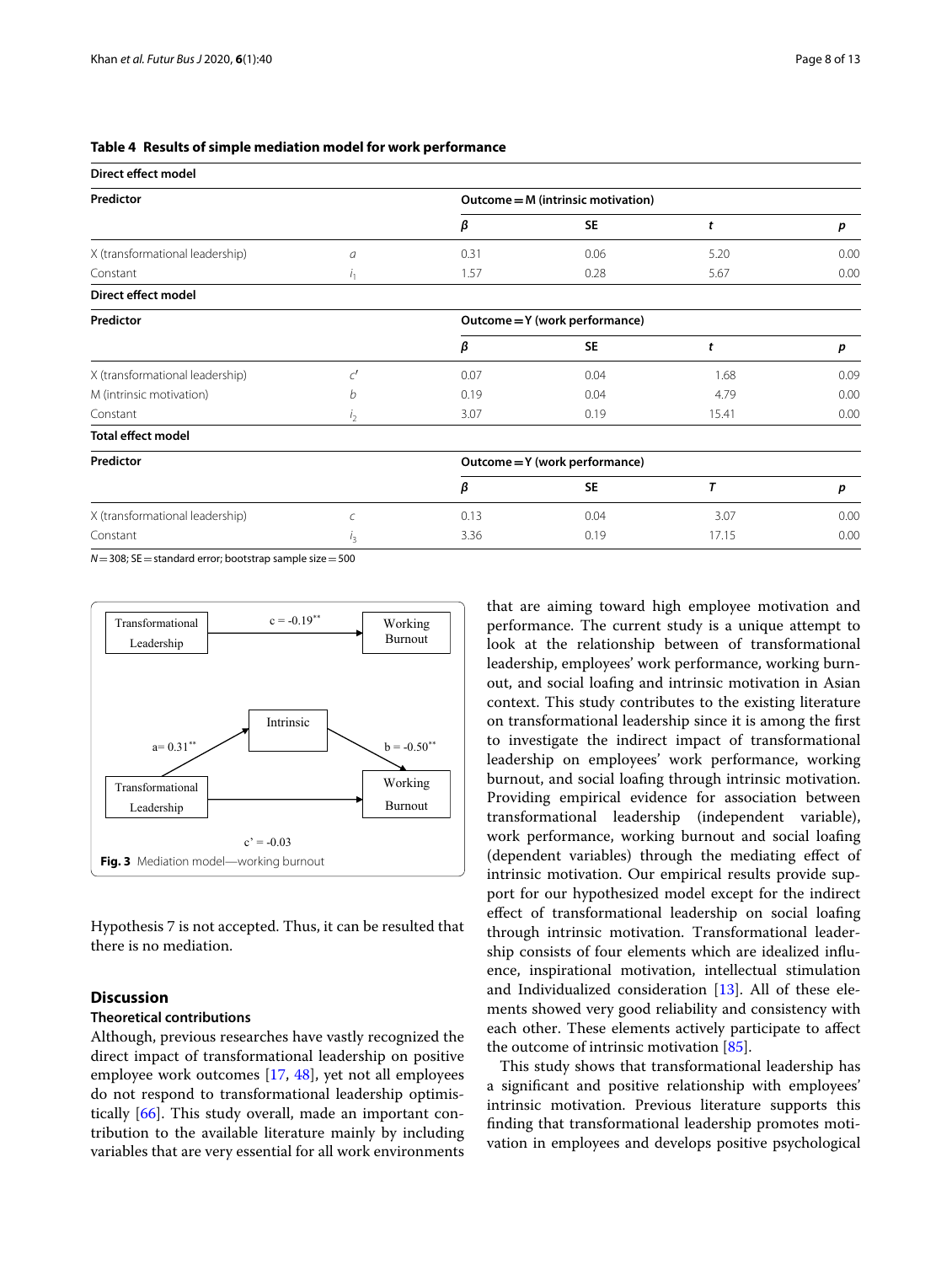**Table 4 Results of simple mediation model for work performance**

| Direct effect model | | | | | |
|---|---|---|---|---|---|
| **Predictor** | | **Outcome = M (intrinsic motivation)** | | | |
| | | ***β*** | **SE** | ***t*** | ***p*** |
| X (transformational leadership) | *a* | 0.31 | 0.06 | 5.20 | 0.00 |
| Constant | $i_1$ | 1.57 | 0.28 | 5.67 | 0.00 |
| **Direct effect model** | | | | | |
| **Predictor** | | **Outcome = Y (work performance)** | | | |
| | | ***β*** | **SE** | ***t*** | ***p*** |
| X (transformational leadership) | $c'$ | 0.07 | 0.04 | 1.68 | 0.09 |
| M (intrinsic motivation) | *b* | 0.19 | 0.04 | 4.79 | 0.00 |
| Constant | $i_2$ | 3.07 | 0.19 | 15.41 | 0.00 |
| **Total effect model** | | | | | |
| **Predictor** | | **Outcome = Y (work performance)** | | | |
| | | ***β*** | **SE** | ***T*** | ***p*** |
| X (transformational leadership) | *c* | 0.13 | 0.04 | 3.07 | 0.00 |
| Constant | $i_3$ | 3.36 | 0.19 | 17.15 | 0.00 |

*N* = 308; SE = standard error; bootstrap sample size = 500

Transformational Leadership → Working Burnout: c = -0.19**

Transformational Leadership → Intrinsic: a = 0.31**

Intrinsic → Working Burnout: b = -0.50**

Transformational Leadership → Working Burnout: c' = -0.03

**Fig. 3** Mediation model—working burnout

Hypothesis 7 is not accepted. Thus, it can be resulted that there is no mediation.

## Discussion

### Theoretical contributions

Although, previous researches have vastly recognized the direct impact of transformational leadership on positive employee work outcomes [17, 48], yet not all employees do not respond to transformational leadership optimistically [66]. This study overall, made an important contribution to the available literature mainly by including variables that are very essential for all work environments that are aiming toward high employee motivation and performance. The current study is a unique attempt to look at the relationship between of transformational leadership, employees' work performance, working burnout, and social loafing and intrinsic motivation in Asian context. This study contributes to the existing literature on transformational leadership since it is among the first to investigate the indirect impact of transformational leadership on employees' work performance, working burnout, and social loafing through intrinsic motivation. Providing empirical evidence for association between transformational leadership (independent variable), work performance, working burnout and social loafing (dependent variables) through the mediating effect of intrinsic motivation. Our empirical results provide support for our hypothesized model except for the indirect effect of transformational leadership on social loafing through intrinsic motivation. Transformational leadership consists of four elements which are idealized influence, inspirational motivation, intellectual stimulation and Individualized consideration [13]. All of these elements showed very good reliability and consistency with each other. These elements actively participate to affect the outcome of intrinsic motivation [85].

This study shows that transformational leadership has a significant and positive relationship with employees' intrinsic motivation. Previous literature supports this finding that transformational leadership promotes motivation in employees and develops positive psychological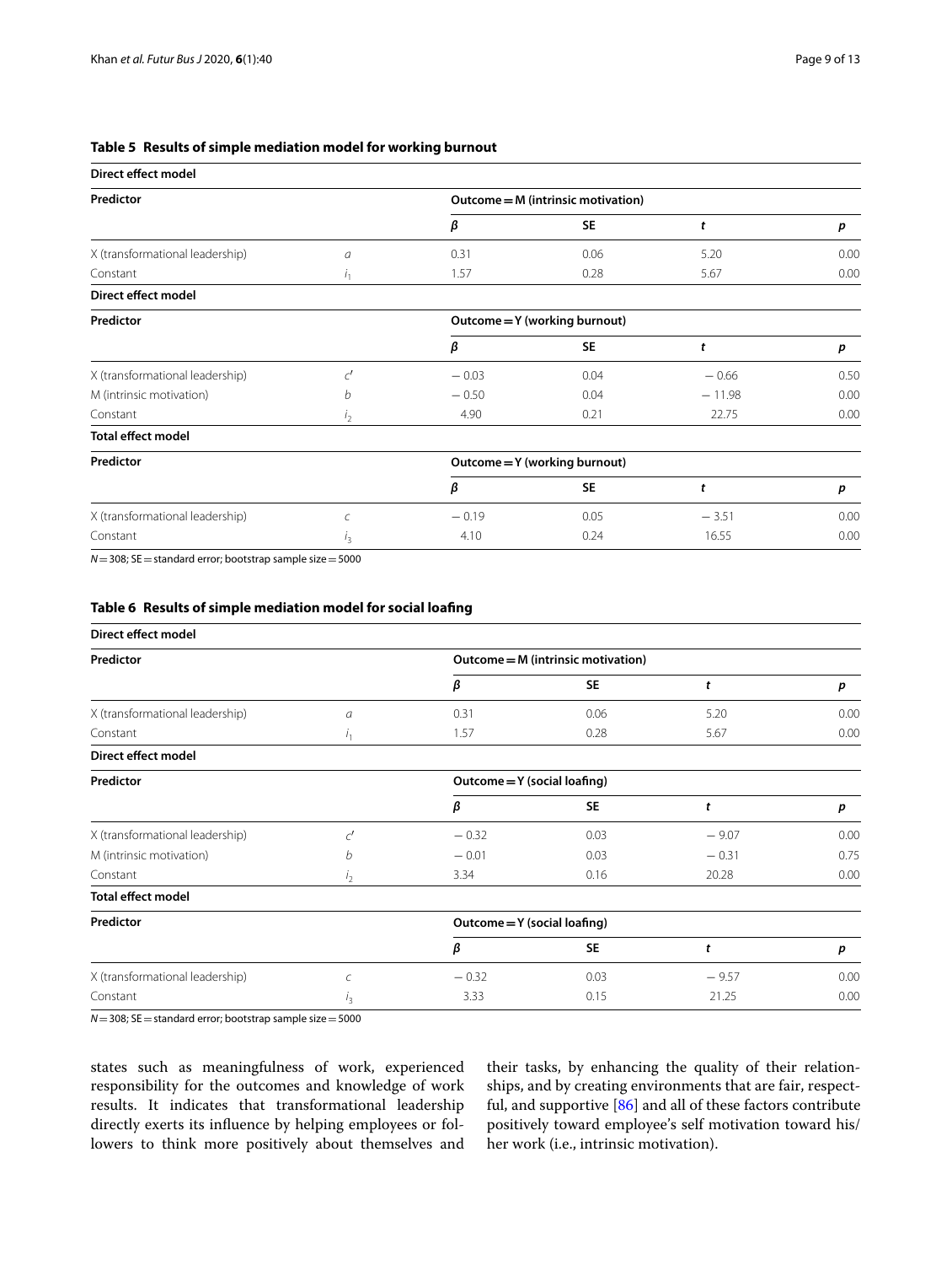**Table 5 Results of simple mediation model for working burnout**

| **Direct effect model** | | | | | |
|---|---|---|---|---|---|
| **Predictor** | | **Outcome = M (intrinsic motivation)** | | | |
| | | ***β*** | **SE** | ***t*** | ***p*** |
| X (transformational leadership) | *a* | 0.31 | 0.06 | 5.20 | 0.00 |
| Constant | $i_1$ | 1.57 | 0.28 | 5.67 | 0.00 |
| **Direct effect model** | | | | | |
| **Predictor** | | **Outcome = Y (working burnout)** | | | |
| | | ***β*** | **SE** | ***t*** | ***p*** |
| X (transformational leadership) | $c'$ | − 0.03 | 0.04 | − 0.66 | 0.50 |
| M (intrinsic motivation) | *b* | − 0.50 | 0.04 | − 11.98 | 0.00 |
| Constant | $i_2$ | 4.90 | 0.21 | 22.75 | 0.00 |
| **Total effect model** | | | | | |
| **Predictor** | | **Outcome = Y (working burnout)** | | | |
| | | ***β*** | **SE** | ***t*** | ***p*** |
| X (transformational leadership) | *c* | − 0.19 | 0.05 | − 3.51 | 0.00 |
| Constant | $i_3$ | 4.10 | 0.24 | 16.55 | 0.00 |

*N* = 308; SE = standard error; bootstrap sample size = 5000

**Table 6 Results of simple mediation model for social loafing**

| **Direct effect model** | | | | | |
|---|---|---|---|---|---|
| **Predictor** | | **Outcome = M (intrinsic motivation)** | | | |
| | | ***β*** | **SE** | ***t*** | ***p*** |
| X (transformational leadership) | *a* | 0.31 | 0.06 | 5.20 | 0.00 |
| Constant | $i_1$ | 1.57 | 0.28 | 5.67 | 0.00 |
| **Direct effect model** | | | | | |
| **Predictor** | | **Outcome = Y (social loafing)** | | | |
| | | ***β*** | **SE** | ***t*** | ***p*** |
| X (transformational leadership) | $c'$ | − 0.32 | 0.03 | − 9.07 | 0.00 |
| M (intrinsic motivation) | *b* | − 0.01 | 0.03 | − 0.31 | 0.75 |
| Constant | $i_2$ | 3.34 | 0.16 | 20.28 | 0.00 |
| **Total effect model** | | | | | |
| **Predictor** | | **Outcome = Y (social loafing)** | | | |
| | | ***β*** | **SE** | ***t*** | ***p*** |
| X (transformational leadership) | *c* | − 0.32 | 0.03 | − 9.57 | 0.00 |
| Constant | $i_3$ | 3.33 | 0.15 | 21.25 | 0.00 |

*N* = 308; SE = standard error; bootstrap sample size = 5000

states such as meaningfulness of work, experienced responsibility for the outcomes and knowledge of work results. It indicates that transformational leadership directly exerts its influence by helping employees or followers to think more positively about themselves and their tasks, by enhancing the quality of their relationships, and by creating environments that are fair, respectful, and supportive [86] and all of these factors contribute positively toward employee's self motivation toward his/her work (i.e., intrinsic motivation).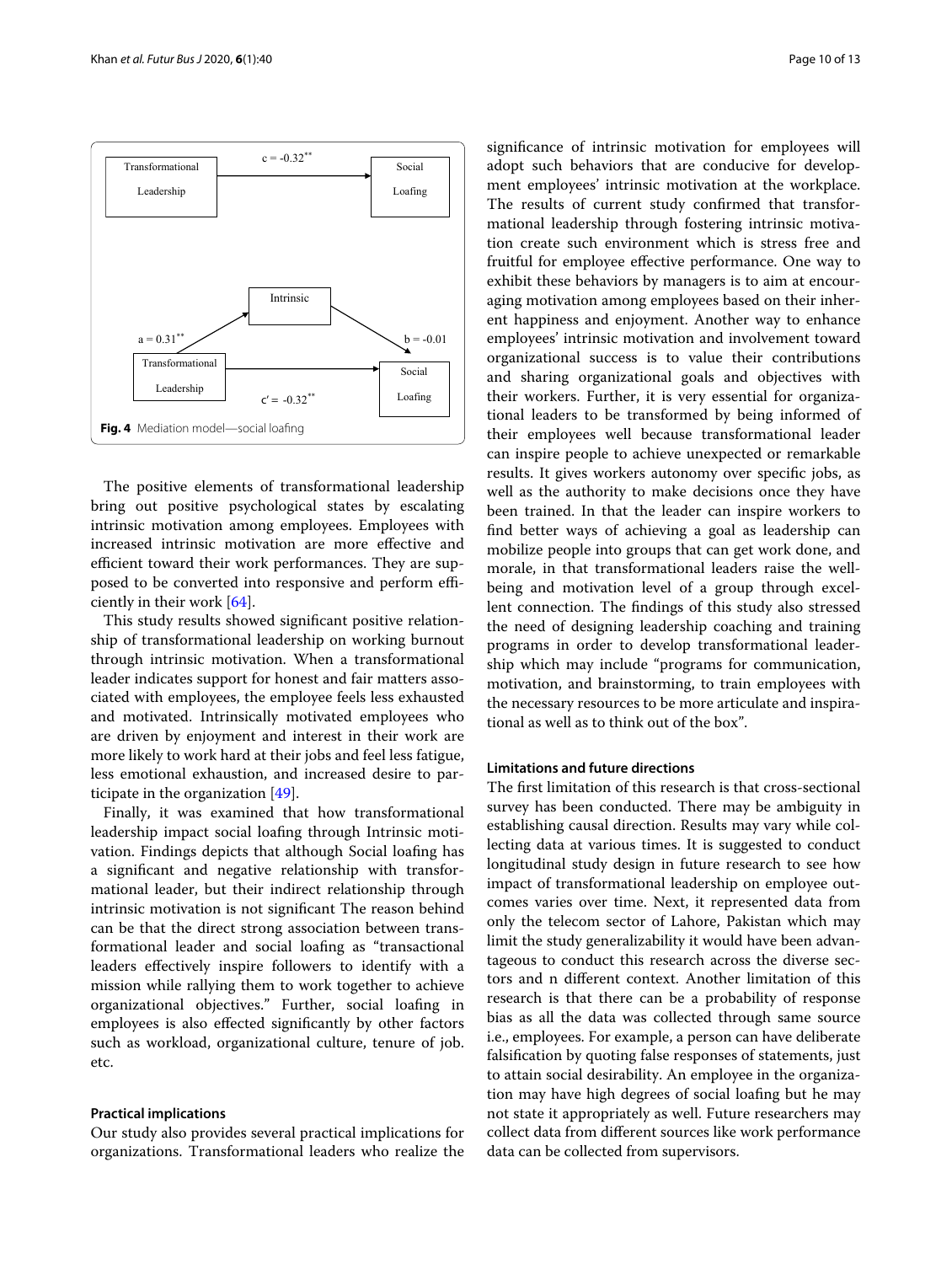Transformational Leadership

c = -0.32**

Social Loafing

Intrinsic

a = 0.31**

b = -0.01

Transformational Leadership

Social Loafing

c′ = -0.32**

**Fig. 4** Mediation model—social loafing

The positive elements of transformational leadership bring out positive psychological states by escalating intrinsic motivation among employees. Employees with increased intrinsic motivation are more effective and efficient toward their work performances. They are supposed to be converted into responsive and perform efficiently in their work [64].

This study results showed significant positive relationship of transformational leadership on working burnout through intrinsic motivation. When a transformational leader indicates support for honest and fair matters associated with employees, the employee feels less exhausted and motivated. Intrinsically motivated employees who are driven by enjoyment and interest in their work are more likely to work hard at their jobs and feel less fatigue, less emotional exhaustion, and increased desire to participate in the organization [49].

Finally, it was examined that how transformational leadership impact social loafing through Intrinsic motivation. Findings depicts that although Social loafing has a significant and negative relationship with transformational leader, but their indirect relationship through intrinsic motivation is not significant The reason behind can be that the direct strong association between transformational leader and social loafing as "transactional leaders effectively inspire followers to identify with a mission while rallying them to work together to achieve organizational objectives." Further, social loafing in employees is also effected significantly by other factors such as workload, organizational culture, tenure of job. etc.

#### Practical implications

Our study also provides several practical implications for organizations. Transformational leaders who realize the significance of intrinsic motivation for employees will adopt such behaviors that are conducive for development employees' intrinsic motivation at the workplace. The results of current study confirmed that transformational leadership through fostering intrinsic motivation create such environment which is stress free and fruitful for employee effective performance. One way to exhibit these behaviors by managers is to aim at encouraging motivation among employees based on their inherent happiness and enjoyment. Another way to enhance employees' intrinsic motivation and involvement toward organizational success is to value their contributions and sharing organizational goals and objectives with their workers. Further, it is very essential for organizational leaders to be transformed by being informed of their employees well because transformational leader can inspire people to achieve unexpected or remarkable results. It gives workers autonomy over specific jobs, as well as the authority to make decisions once they have been trained. In that the leader can inspire workers to find better ways of achieving a goal as leadership can mobilize people into groups that can get work done, and morale, in that transformational leaders raise the well-being and motivation level of a group through excellent connection. The findings of this study also stressed the need of designing leadership coaching and training programs in order to develop transformational leadership which may include "programs for communication, motivation, and brainstorming, to train employees with the necessary resources to be more articulate and inspirational as well as to think out of the box".

#### Limitations and future directions

The first limitation of this research is that cross-sectional survey has been conducted. There may be ambiguity in establishing causal direction. Results may vary while collecting data at various times. It is suggested to conduct longitudinal study design in future research to see how impact of transformational leadership on employee outcomes varies over time. Next, it represented data from only the telecom sector of Lahore, Pakistan which may limit the study generalizability it would have been advantageous to conduct this research across the diverse sectors and n different context. Another limitation of this research is that there can be a probability of response bias as all the data was collected through same source i.e., employees. For example, a person can have deliberate falsification by quoting false responses of statements, just to attain social desirability. An employee in the organization may have high degrees of social loafing but he may not state it appropriately as well. Future researchers may collect data from different sources like work performance data can be collected from supervisors.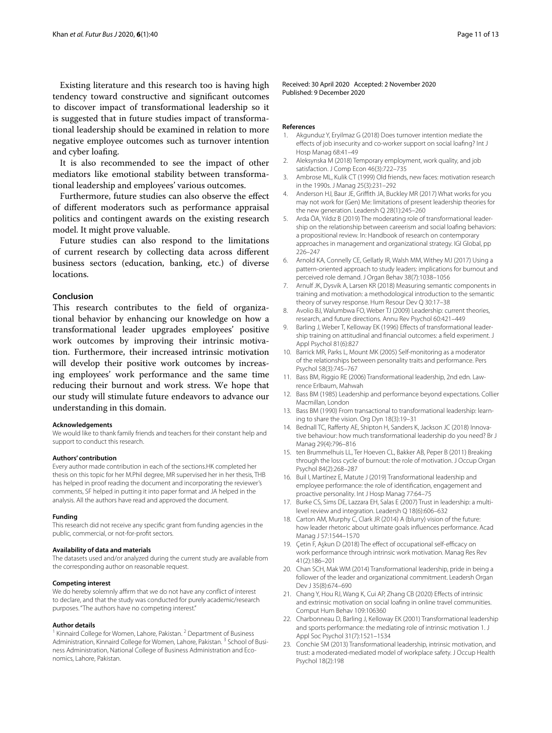Existing literature and this research too is having high tendency toward constructive and significant outcomes to discover impact of transformational leadership so it is suggested that in future studies impact of transformational leadership should be examined in relation to more negative employee outcomes such as turnover intention and cyber loafing.

It is also recommended to see the impact of other mediators like emotional stability between transformational leadership and employees' various outcomes.

Furthermore, future studies can also observe the effect of different moderators such as performance appraisal politics and contingent awards on the existing research model. It might prove valuable.

Future studies can also respond to the limitations of current research by collecting data across different business sectors (education, banking, etc.) of diverse locations.

## Conclusion

This research contributes to the field of organizational behavior by enhancing our knowledge on how a transformational leader upgrades employees' positive work outcomes by improving their intrinsic motivation. Furthermore, their increased intrinsic motivation will develop their positive work outcomes by increasing employees' work performance and the same time reducing their burnout and work stress. We hope that our study will stimulate future endeavors to advance our understanding in this domain.

#### Acknowledgements

We would like to thank family friends and teachers for their constant help and support to conduct this research.

#### Authors' contribution

Every author made contribution in each of the sections.HK completed her thesis on this topic for her M.Phil degree, MR supervised her in her thesis, THB has helped in proof reading the document and incorporating the reviewer's comments, SF helped in putting it into paper format and JA helped in the analysis. All the authors have read and approved the document.

#### Funding

This research did not receive any specific grant from funding agencies in the public, commercial, or not-for-profit sectors.

#### Availability of data and materials

The datasets used and/or analyzed during the current study are available from the corresponding author on reasonable request.

#### Competing interest

We do hereby solemnly affirm that we do not have any conflict of interest to declare, and that the study was conducted for purely academic/research purposes. "The authors have no competing interest."

#### Author details

[1] Kinnaird College for Women, Lahore, Pakistan. [2] Department of Business Administration, Kinnaird College for Women, Lahore, Pakistan. [3] School of Business Administration, National College of Business Administration and Economics, Lahore, Pakistan.

Received: 30 April 2020 Accepted: 2 November 2020
Published: 9 December 2020

#### References

1. Akgunduz Y, Eryilmaz G (2018) Does turnover intention mediate the effects of job insecurity and co-worker support on social loafing? Int J Hosp Manag 68:41–49
2. Aleksynska M (2018) Temporary employment, work quality, and job satisfaction. J Comp Econ 46(3):722–735
3. Ambrose ML, Kulik CT (1999) Old friends, new faces: motivation research in the 1990s. J Manag 25(3):231–292
4. Anderson HJ, Baur JE, Griffith JA, Buckley MR (2017) What works for you may not work for (Gen) Me: limitations of present leadership theories for the new generation. Leadersh Q 28(1):245–260
5. Arda ÖA, Yıldız B (2019) The moderating role of transformational leadership on the relationship between careerism and social loafing behaviors: a propositional review. In: Handbook of research on contemporary approaches in management and organizational strategy. IGI Global, pp 226–247
6. Arnold KA, Connelly CE, Gellatly IR, Walsh MM, Withey MJ (2017) Using a pattern-oriented approach to study leaders: implications for burnout and perceived role demand. J Organ Behav 38(7):1038–1056
7. Arnulf JK, Dysvik A, Larsen KR (2018) Measuring semantic components in training and motivation: a methodological introduction to the semantic theory of survey response. Hum Resour Dev Q 30:17–38
8. Avolio BJ, Walumbwa FO, Weber TJ (2009) Leadership: current theories, research, and future directions. Annu Rev Psychol 60:421–449
9. Barling J, Weber T, Kelloway EK (1996) Effects of transformational leadership training on attitudinal and financial outcomes: a field experiment. J Appl Psychol 81(6):827
10. Barrick MR, Parks L, Mount MK (2005) Self-monitoring as a moderator of the relationships between personality traits and performance. Pers Psychol 58(3):745–767
11. Bass BM, Riggio RE (2006) Transformational leadership, 2nd edn. Lawrence Erlbaum, Mahwah
12. Bass BM (1985) Leadership and performance beyond expectations. Collier Macmillan, London
13. Bass BM (1990) From transactional to transformational leadership: learning to share the vision. Org Dyn 18(3):19–31
14. Bednall TC, Rafferty AE, Shipton H, Sanders K, Jackson JC (2018) Innovative behaviour: how much transformational leadership do you need? Br J Manag 29(4):796–816
15. ten Brummelhuis LL, Ter Hoeven CL, Bakker AB, Peper B (2011) Breaking through the loss cycle of burnout: the role of motivation. J Occup Organ Psychol 84(2):268–287
16. Buil I, Martínez E, Matute J (2019) Transformational leadership and employee performance: the role of identification, engagement and proactive personality. Int J Hosp Manag 77:64–75
17. Burke CS, Sims DE, Lazzara EH, Salas E (2007) Trust in leadership: a multi-level review and integration. Leadersh Q 18(6):606–632
18. Carton AM, Murphy C, Clark JR (2014) A (blurry) vision of the future: how leader rhetoric about ultimate goals influences performance. Acad Manag J 57:1544–1570
19. Çetin F, Aşkun D (2018) The effect of occupational self-efficacy on work performance through intrinsic work motivation. Manag Res Rev 41(2):186–201
20. Chan SCH, Mak WM (2014) Transformational leadership, pride in being a follower of the leader and organizational commitment. Leadersh Organ Dev J 35(8):674–690
21. Chang Y, Hou RJ, Wang K, Cui AP, Zhang CB (2020) Effects of intrinsic and extrinsic motivation on social loafing in online travel communities. Comput Hum Behav 109:106360
22. Charbonneau D, Barling J, Kelloway EK (2001) Transformational leadership and sports performance: the mediating role of intrinsic motivation 1. J Appl Soc Psychol 31(7):1521–1534
23. Conchie SM (2013) Transformational leadership, intrinsic motivation, and trust: a moderated-mediated model of workplace safety. J Occup Health Psychol 18(2):198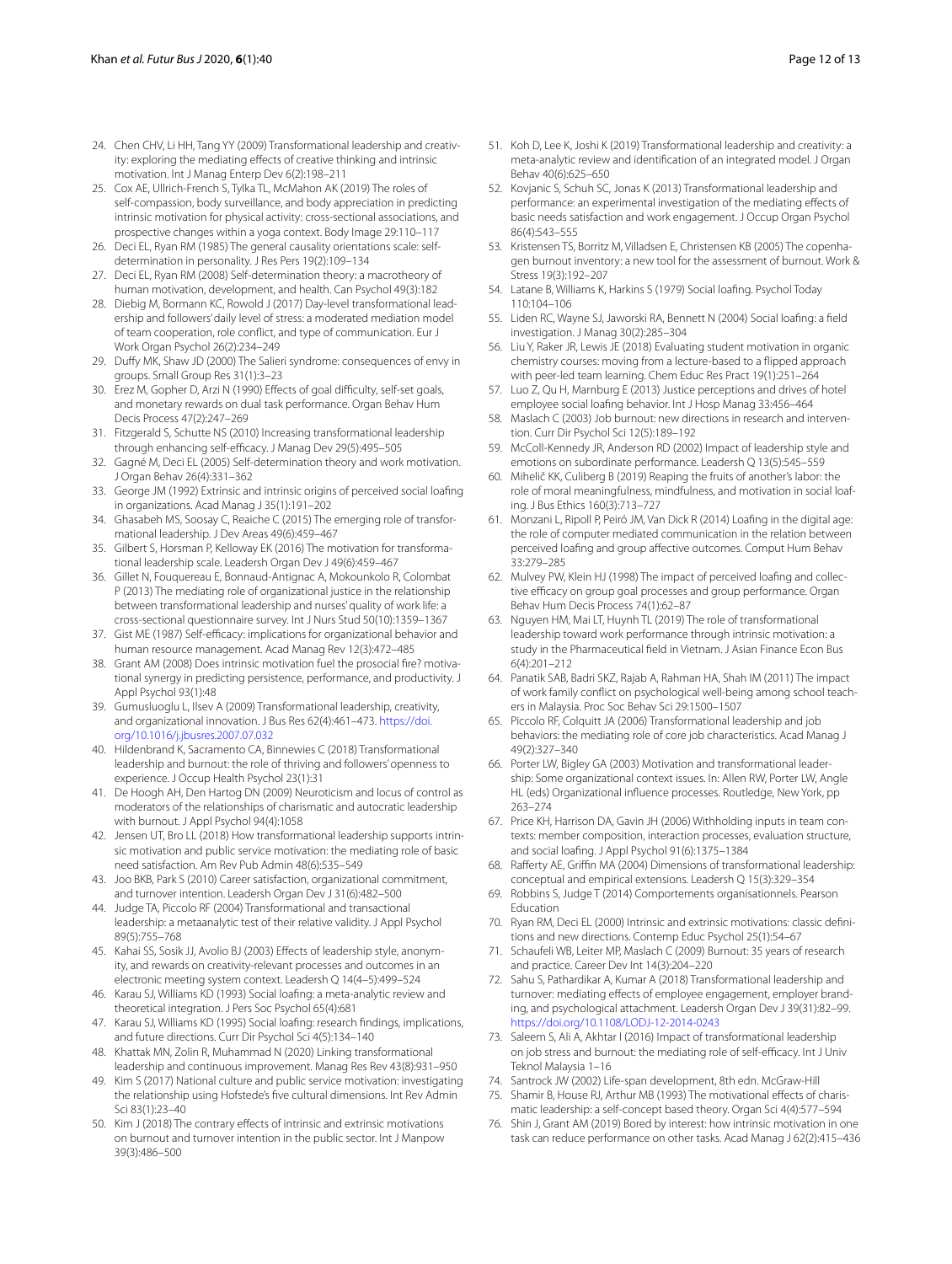24. Chen CHV, Li HH, Tang YY (2009) Transformational leadership and creativity: exploring the mediating effects of creative thinking and intrinsic motivation. Int J Manag Enterp Dev 6(2):198–211
25. Cox AE, Ullrich-French S, Tylka TL, McMahon AK (2019) The roles of self-compassion, body surveillance, and body appreciation in predicting intrinsic motivation for physical activity: cross-sectional associations, and prospective changes within a yoga context. Body Image 29:110–117
26. Deci EL, Ryan RM (1985) The general causality orientations scale: self-determination in personality. J Res Pers 19(2):109–134
27. Deci EL, Ryan RM (2008) Self-determination theory: a macrotheory of human motivation, development, and health. Can Psychol 49(3):182
28. Diebig M, Bormann KC, Rowold J (2017) Day-level transformational leadership and followers' daily level of stress: a moderated mediation model of team cooperation, role conflict, and type of communication. Eur J Work Organ Psychol 26(2):234–249
29. Duffy MK, Shaw JD (2000) The Salieri syndrome: consequences of envy in groups. Small Group Res 31(1):3–23
30. Erez M, Gopher D, Arzi N (1990) Effects of goal difficulty, self-set goals, and monetary rewards on dual task performance. Organ Behav Hum Decis Process 47(2):247–269
31. Fitzgerald S, Schutte NS (2010) Increasing transformational leadership through enhancing self-efficacy. J Manag Dev 29(5):495–505
32. Gagné M, Deci EL (2005) Self-determination theory and work motivation. J Organ Behav 26(4):331–362
33. George JM (1992) Extrinsic and intrinsic origins of perceived social loafing in organizations. Acad Manag J 35(1):191–202
34. Ghasabeh MS, Soosay C, Reaiche C (2015) The emerging role of transformational leadership. J Dev Areas 49(6):459–467
35. Gilbert S, Horsman P, Kelloway EK (2016) The motivation for transformational leadership scale. Leadersh Organ Dev J 49(6):459–467
36. Gillet N, Fouquereau E, Bonnaud-Antignac A, Mokounkolo R, Colombat P (2013) The mediating role of organizational justice in the relationship between transformational leadership and nurses' quality of work life: a cross-sectional questionnaire survey. Int J Nurs Stud 50(10):1359–1367
37. Gist ME (1987) Self-efficacy: implications for organizational behavior and human resource management. Acad Manag Rev 12(3):472–485
38. Grant AM (2008) Does intrinsic motivation fuel the prosocial fire? Motivational synergy in predicting persistence, performance, and productivity. J Appl Psychol 93(1):48
39. Gumusluoglu L, Ilsev A (2009) Transformational leadership, creativity, and organizational innovation. J Bus Res 62(4):461–473. https://doi.org/10.1016/j.jbusres.2007.07.032
40. Hildenbrand K, Sacramento CA, Binnewies C (2018) Transformational leadership and burnout: the role of thriving and followers' openness to experience. J Occup Health Psychol 23(1):31
41. De Hoogh AH, Den Hartog DN (2009) Neuroticism and locus of control as moderators of the relationships of charismatic and autocratic leadership with burnout. J Appl Psychol 94(4):1058
42. Jensen UT, Bro LL (2018) How transformational leadership supports intrinsic motivation and public service motivation: the mediating role of basic need satisfaction. Am Rev Pub Admin 48(6):535–549
43. Joo BKB, Park S (2010) Career satisfaction, organizational commitment, and turnover intention. Leadersh Organ Dev J 31(6):482–500
44. Judge TA, Piccolo RF (2004) Transformational and transactional leadership: a metaanalytic test of their relative validity. J Appl Psychol 89(5):755–768
45. Kahai SS, Sosik JJ, Avolio BJ (2003) Effects of leadership style, anonymity, and rewards on creativity-relevant processes and outcomes in an electronic meeting system context. Leadersh Q 14(4–5):499–524
46. Karau SJ, Williams KD (1993) Social loafing: a meta-analytic review and theoretical integration. J Pers Soc Psychol 65(4):681
47. Karau SJ, Williams KD (1995) Social loafing: research findings, implications, and future directions. Curr Dir Psychol Sci 4(5):134–140
48. Khattak MN, Zolin R, Muhammad N (2020) Linking transformational leadership and continuous improvement. Manag Res Rev 43(8):931–950
49. Kim S (2017) National culture and public service motivation: investigating the relationship using Hofstede's five cultural dimensions. Int Rev Admin Sci 83(1):23–40
50. Kim J (2018) The contrary effects of intrinsic and extrinsic motivations on burnout and turnover intention in the public sector. Int J Manpow 39(3):486–500
51. Koh D, Lee K, Joshi K (2019) Transformational leadership and creativity: a meta-analytic review and identification of an integrated model. J Organ Behav 40(6):625–650
52. Kovjanic S, Schuh SC, Jonas K (2013) Transformational leadership and performance: an experimental investigation of the mediating effects of basic needs satisfaction and work engagement. J Occup Organ Psychol 86(4):543–555
53. Kristensen TS, Borritz M, Villadsen E, Christensen KB (2005) The copenhagen burnout inventory: a new tool for the assessment of burnout. Work & Stress 19(3):192–207
54. Latane B, Williams K, Harkins S (1979) Social loafing. Psychol Today 110:104–106
55. Liden RC, Wayne SJ, Jaworski RA, Bennett N (2004) Social loafing: a field investigation. J Manag 30(2):285–304
56. Liu Y, Raker JR, Lewis JE (2018) Evaluating student motivation in organic chemistry courses: moving from a lecture-based to a flipped approach with peer-led team learning. Chem Educ Res Pract 19(1):251–264
57. Luo Z, Qu H, Marnburg E (2013) Justice perceptions and drives of hotel employee social loafing behavior. Int J Hosp Manag 33:456–464
58. Maslach C (2003) Job burnout: new directions in research and intervention. Curr Dir Psychol Sci 12(5):189–192
59. McColl-Kennedy JR, Anderson RD (2002) Impact of leadership style and emotions on subordinate performance. Leadersh Q 13(5):545–559
60. Mihelič KK, Culiberg B (2019) Reaping the fruits of another's labor: the role of moral meaningfulness, mindfulness, and motivation in social loafing. J Bus Ethics 160(3):713–727
61. Monzani L, Ripoll P, Peiró JM, Van Dick R (2014) Loafing in the digital age: the role of computer mediated communication in the relation between perceived loafing and group affective outcomes. Comput Hum Behav 33:279–285
62. Mulvey PW, Klein HJ (1998) The impact of perceived loafing and collective efficacy on group goal processes and group performance. Organ Behav Hum Decis Process 74(1):62–87
63. Nguyen HM, Mai LT, Huynh TL (2019) The role of transformational leadership toward work performance through intrinsic motivation: a study in the Pharmaceutical field in Vietnam. J Asian Finance Econ Bus 6(4):201–212
64. Panatik SAB, Badri SKZ, Rajab A, Rahman HA, Shah IM (2011) The impact of work family conflict on psychological well-being among school teachers in Malaysia. Proc Soc Behav Sci 29:1500–1507
65. Piccolo RF, Colquitt JA (2006) Transformational leadership and job behaviors: the mediating role of core job characteristics. Acad Manag J 49(2):327–340
66. Porter LW, Bigley GA (2003) Motivation and transformational leadership: Some organizational context issues. In: Allen RW, Porter LW, Angle HL (eds) Organizational influence processes. Routledge, New York, pp 263–274
67. Price KH, Harrison DA, Gavin JH (2006) Withholding inputs in team contexts: member composition, interaction processes, evaluation structure, and social loafing. J Appl Psychol 91(6):1375–1384
68. Rafferty AE, Griffin MA (2004) Dimensions of transformational leadership: conceptual and empirical extensions. Leadersh Q 15(3):329–354
69. Robbins S, Judge T (2014) Comportements organisationnels. Pearson Education
70. Ryan RM, Deci EL (2000) Intrinsic and extrinsic motivations: classic definitions and new directions. Contemp Educ Psychol 25(1):54–67
71. Schaufeli WB, Leiter MP, Maslach C (2009) Burnout: 35 years of research and practice. Career Dev Int 14(3):204–220
72. Sahu S, Pathardikar A, Kumar A (2018) Transformational leadership and turnover: mediating effects of employee engagement, employer branding, and psychological attachment. Leadersh Organ Dev J 39(31):82–99. https://doi.org/10.1108/LODJ-12-2014-0243
73. Saleem S, Ali A, Akhtar I (2016) Impact of transformational leadership on job stress and burnout: the mediating role of self-efficacy. Int J Univ Teknol Malaysia 1–16
74. Santrock JW (2002) Life-span development, 8th edn. McGraw-Hill
75. Shamir B, House RJ, Arthur MB (1993) The motivational effects of charismatic leadership: a self-concept based theory. Organ Sci 4(4):577–594
76. Shin J, Grant AM (2019) Bored by interest: how intrinsic motivation in one task can reduce performance on other tasks. Acad Manag J 62(2):415–436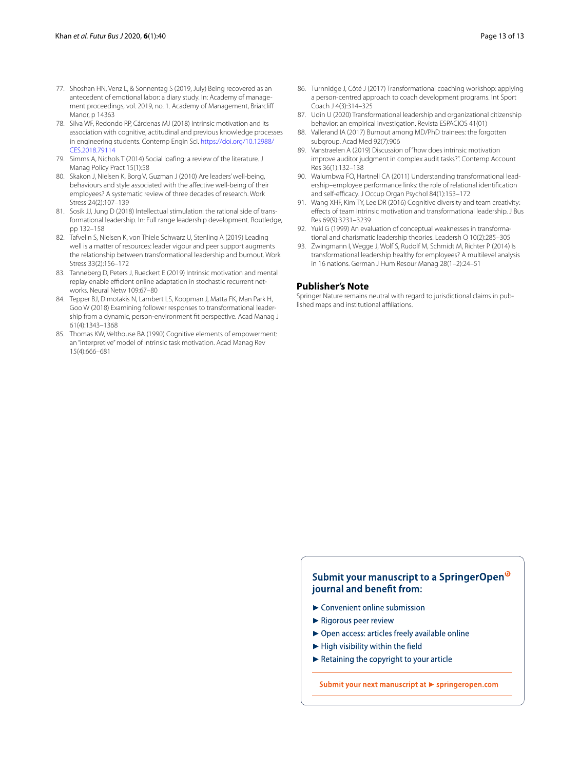77. Shoshan HN, Venz L, & Sonnentag S (2019, July) Being recovered as an antecedent of emotional labor: a diary study. In: Academy of management proceedings, vol. 2019, no. 1. Academy of Management, Briarcliff Manor, p 14363
78. Silva WF, Redondo RP, Cárdenas MJ (2018) Intrinsic motivation and its association with cognitive, actitudinal and previous knowledge processes in engineering students. Contemp Engin Sci. https://doi.org/10.12988/CES.2018.79114
79. Simms A, Nichols T (2014) Social loafing: a review of the literature. J Manag Policy Pract 15(1):58
80. Skakon J, Nielsen K, Borg V, Guzman J (2010) Are leaders' well-being, behaviours and style associated with the affective well-being of their employees? A systematic review of three decades of research. Work Stress 24(2):107–139
81. Sosik JJ, Jung D (2018) Intellectual stimulation: the rational side of transformational leadership. In: Full range leadership development. Routledge, pp 132–158
82. Tafvelin S, Nielsen K, von Thiele Schwarz U, Stenling A (2019) Leading well is a matter of resources: leader vigour and peer support augments the relationship between transformational leadership and burnout. Work Stress 33(2):156–172
83. Tanneberg D, Peters J, Rueckert E (2019) Intrinsic motivation and mental replay enable efficient online adaptation in stochastic recurrent networks. Neural Netw 109:67–80
84. Tepper BJ, Dimotakis N, Lambert LS, Koopman J, Matta FK, Man Park H, Goo W (2018) Examining follower responses to transformational leadership from a dynamic, person-environment fit perspective. Acad Manag J 61(4):1343–1368
85. Thomas KW, Velthouse BA (1990) Cognitive elements of empowerment: an "interpretive" model of intrinsic task motivation. Acad Manag Rev 15(4):666–681
86. Turnnidge J, Côté J (2017) Transformational coaching workshop: applying a person-centred approach to coach development programs. Int Sport Coach J 4(3):314–325
87. Udin U (2020) Transformational leadership and organizational citizenship behavior: an empirical investigation. Revista ESPACIOS 41(01)
88. Vallerand IA (2017) Burnout among MD/PhD trainees: the forgotten subgroup. Acad Med 92(7):906
89. Vanstraelen A (2019) Discussion of "how does intrinsic motivation improve auditor judgment in complex audit tasks?". Contemp Account Res 36(1):132–138
90. Walumbwa FO, Hartnell CA (2011) Understanding transformational leadership–employee performance links: the role of relational identification and self-efficacy. J Occup Organ Psychol 84(1):153–172
91. Wang XHF, Kim TY, Lee DR (2016) Cognitive diversity and team creativity: effects of team intrinsic motivation and transformational leadership. J Bus Res 69(9):3231–3239
92. Yukl G (1999) An evaluation of conceptual weaknesses in transformational and charismatic leadership theories. Leadersh Q 10(2):285–305
93. Zwingmann I, Wegge J, Wolf S, Rudolf M, Schmidt M, Richter P (2014) Is transformational leadership healthy for employees? A multilevel analysis in 16 nations. German J Hum Resour Manag 28(1–2):24–51

## Publisher's Note

Springer Nature remains neutral with regard to jurisdictional claims in published maps and institutional affiliations.

**Submit your manuscript to a SpringerOpen journal and benefit from:**

- ► Convenient online submission
- ► Rigorous peer review
- ► Open access: articles freely available online
- ► High visibility within the field
- ► Retaining the copyright to your article

**Submit your next manuscript at ► springeropen.com**